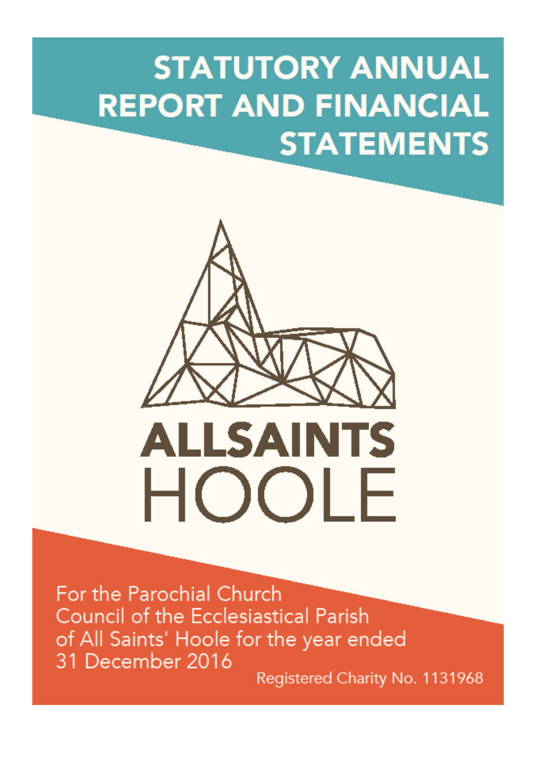# STATUTORY ANNUAL REPORT AND FINANCIAL STATEMENTS

**ALLSAINTS**
HOOLE

For the Parochial Church Council of the Ecclesiastical Parish of All Saints' Hoole for the year ended 31 December 2016

Registered Charity No. 1131968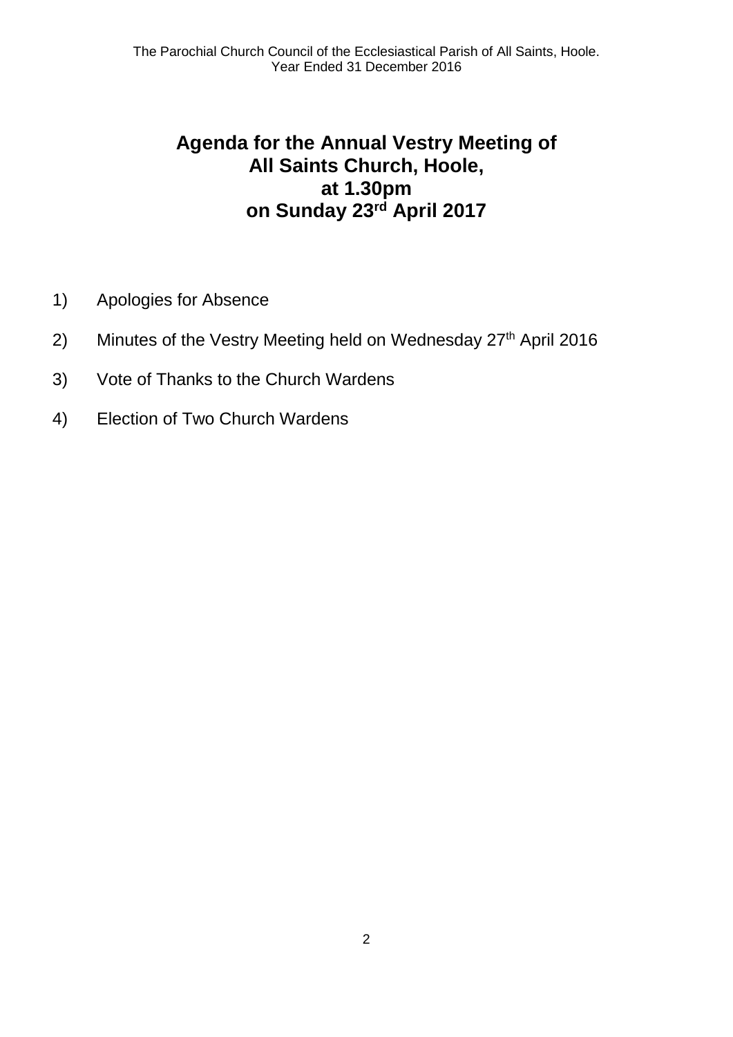# Agenda for the Annual Vestry Meeting of All Saints Church, Hoole, at 1.30pm on Sunday 23rd April 2017

1) Apologies for Absence
2) Minutes of the Vestry Meeting held on Wednesday 27th April 2016
3) Vote of Thanks to the Church Wardens
4) Election of Two Church Wardens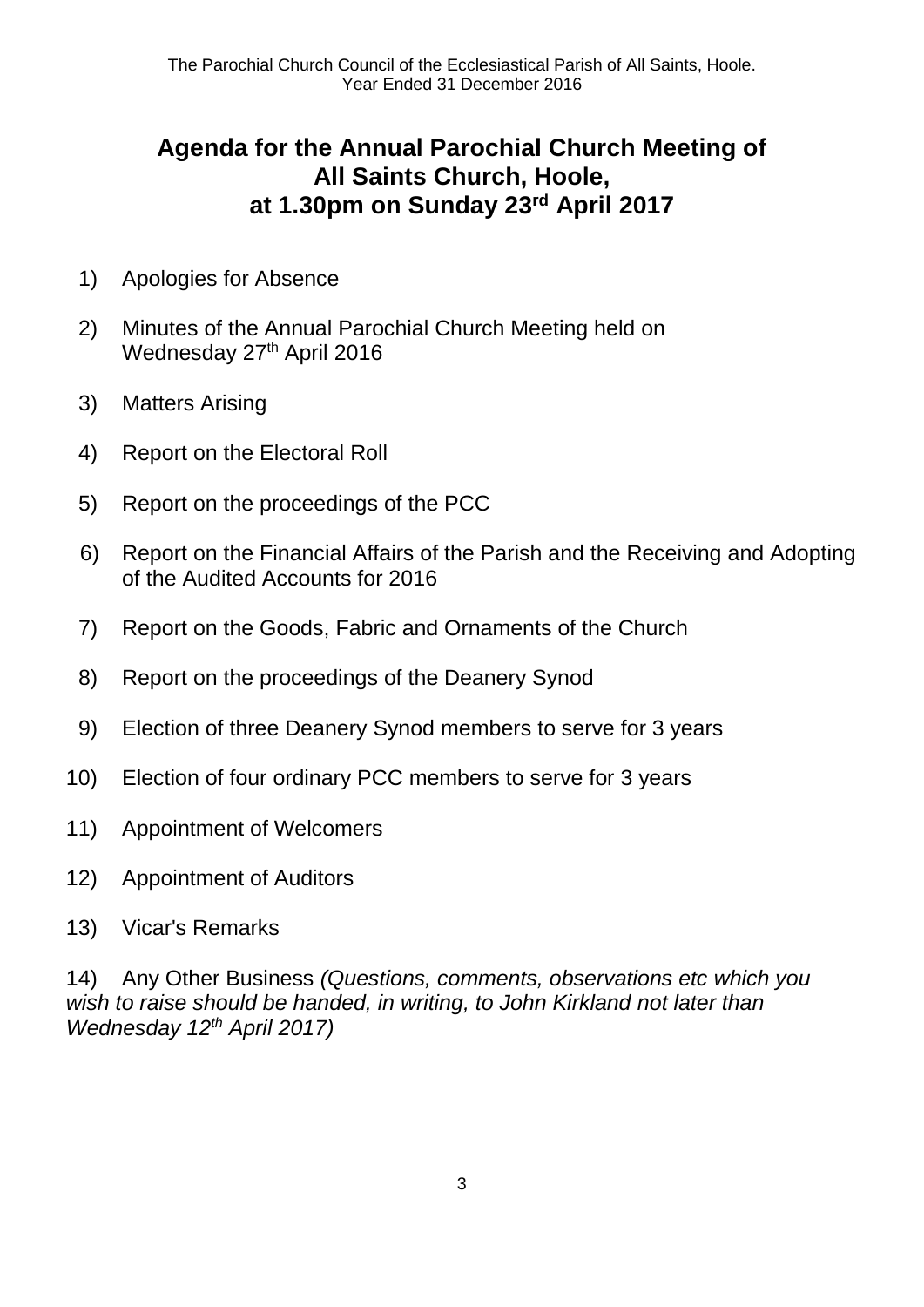# Agenda for the Annual Parochial Church Meeting of All Saints Church, Hoole, at 1.30pm on Sunday 23rd April 2017

1) Apologies for Absence

2) Minutes of the Annual Parochial Church Meeting held on Wednesday 27th April 2016

3) Matters Arising

4) Report on the Electoral Roll

5) Report on the proceedings of the PCC

6) Report on the Financial Affairs of the Parish and the Receiving and Adopting of the Audited Accounts for 2016

7) Report on the Goods, Fabric and Ornaments of the Church

8) Report on the proceedings of the Deanery Synod

9) Election of three Deanery Synod members to serve for 3 years

10) Election of four ordinary PCC members to serve for 3 years

11) Appointment of Welcomers

12) Appointment of Auditors

13) Vicar's Remarks

14) Any Other Business *(Questions, comments, observations etc which you wish to raise should be handed, in writing, to John Kirkland not later than Wednesday 12th April 2017)*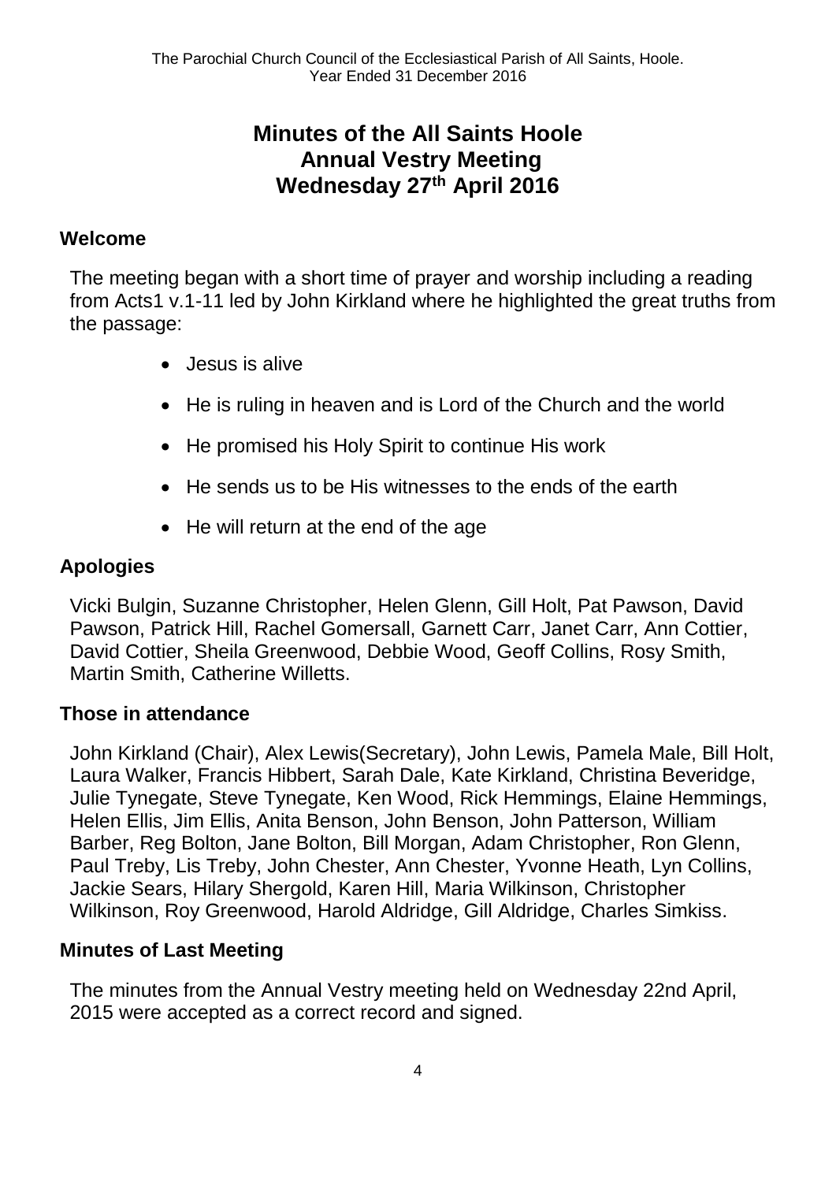# Minutes of the All Saints Hoole Annual Vestry Meeting Wednesday 27th April 2016

## Welcome

The meeting began with a short time of prayer and worship including a reading from Acts1 v.1-11 led by John Kirkland where he highlighted the great truths from the passage:

- Jesus is alive
- He is ruling in heaven and is Lord of the Church and the world
- He promised his Holy Spirit to continue His work
- He sends us to be His witnesses to the ends of the earth
- He will return at the end of the age

## Apologies

Vicki Bulgin, Suzanne Christopher, Helen Glenn, Gill Holt, Pat Pawson, David Pawson, Patrick Hill, Rachel Gomersall, Garnett Carr, Janet Carr, Ann Cottier, David Cottier, Sheila Greenwood, Debbie Wood, Geoff Collins, Rosy Smith, Martin Smith, Catherine Willetts.

## Those in attendance

John Kirkland (Chair), Alex Lewis(Secretary), John Lewis, Pamela Male, Bill Holt, Laura Walker, Francis Hibbert, Sarah Dale, Kate Kirkland, Christina Beveridge, Julie Tynegate, Steve Tynegate, Ken Wood, Rick Hemmings, Elaine Hemmings, Helen Ellis, Jim Ellis, Anita Benson, John Benson, John Patterson, William Barber, Reg Bolton, Jane Bolton, Bill Morgan, Adam Christopher, Ron Glenn, Paul Treby, Lis Treby, John Chester, Ann Chester, Yvonne Heath, Lyn Collins, Jackie Sears, Hilary Shergold, Karen Hill, Maria Wilkinson, Christopher Wilkinson, Roy Greenwood, Harold Aldridge, Gill Aldridge, Charles Simkiss.

## Minutes of Last Meeting

The minutes from the Annual Vestry meeting held on Wednesday 22nd April, 2015 were accepted as a correct record and signed.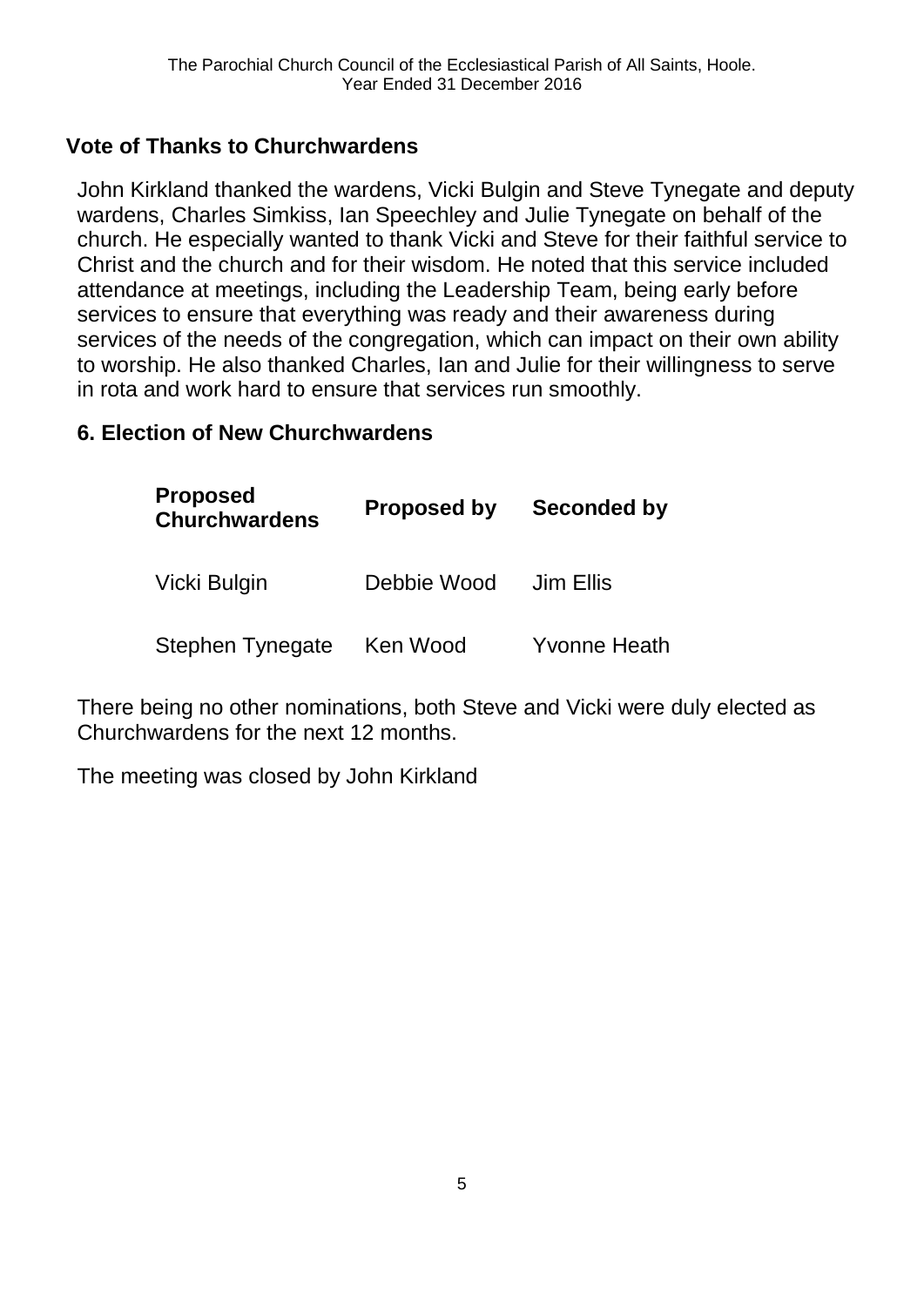## Vote of Thanks to Churchwardens

John Kirkland thanked the wardens, Vicki Bulgin and Steve Tynegate and deputy wardens, Charles Simkiss, Ian Speechley and Julie Tynegate on behalf of the church. He especially wanted to thank Vicki and Steve for their faithful service to Christ and the church and for their wisdom. He noted that this service included attendance at meetings, including the Leadership Team, being early before services to ensure that everything was ready and their awareness during services of the needs of the congregation, which can impact on their own ability to worship. He also thanked Charles, Ian and Julie for their willingness to serve in rota and work hard to ensure that services run smoothly.

## 6. Election of New Churchwardens

| Proposed Churchwardens | Proposed by | Seconded by |
| --- | --- | --- |
| Vicki Bulgin | Debbie Wood | Jim Ellis |
| Stephen Tynegate | Ken Wood | Yvonne Heath |

There being no other nominations, both Steve and Vicki were duly elected as Churchwardens for the next 12 months.

The meeting was closed by John Kirkland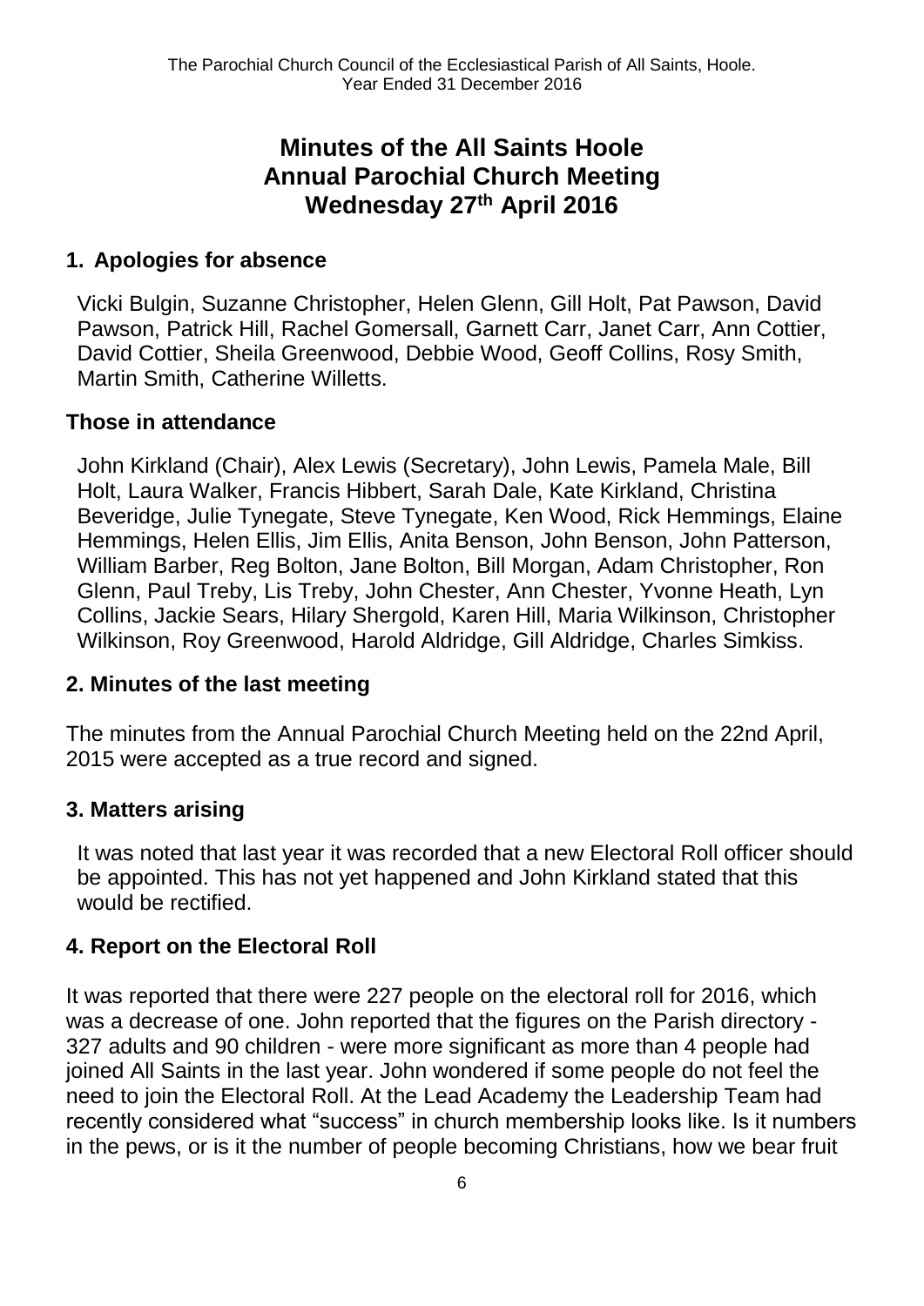# Minutes of the All Saints Hoole Annual Parochial Church Meeting Wednesday 27th April 2016

## 1. Apologies for absence

Vicki Bulgin, Suzanne Christopher, Helen Glenn, Gill Holt, Pat Pawson, David Pawson, Patrick Hill, Rachel Gomersall, Garnett Carr, Janet Carr, Ann Cottier, David Cottier, Sheila Greenwood, Debbie Wood, Geoff Collins, Rosy Smith, Martin Smith, Catherine Willetts.

### Those in attendance

John Kirkland (Chair), Alex Lewis (Secretary), John Lewis, Pamela Male, Bill Holt, Laura Walker, Francis Hibbert, Sarah Dale, Kate Kirkland, Christina Beveridge, Julie Tynegate, Steve Tynegate, Ken Wood, Rick Hemmings, Elaine Hemmings, Helen Ellis, Jim Ellis, Anita Benson, John Benson, John Patterson, William Barber, Reg Bolton, Jane Bolton, Bill Morgan, Adam Christopher, Ron Glenn, Paul Treby, Lis Treby, John Chester, Ann Chester, Yvonne Heath, Lyn Collins, Jackie Sears, Hilary Shergold, Karen Hill, Maria Wilkinson, Christopher Wilkinson, Roy Greenwood, Harold Aldridge, Gill Aldridge, Charles Simkiss.

## 2. Minutes of the last meeting

The minutes from the Annual Parochial Church Meeting held on the 22nd April, 2015 were accepted as a true record and signed.

## 3. Matters arising

It was noted that last year it was recorded that a new Electoral Roll officer should be appointed. This has not yet happened and John Kirkland stated that this would be rectified.

## 4. Report on the Electoral Roll

It was reported that there were 227 people on the electoral roll for 2016, which was a decrease of one. John reported that the figures on the Parish directory - 327 adults and 90 children - were more significant as more than 4 people had joined All Saints in the last year. John wondered if some people do not feel the need to join the Electoral Roll. At the Lead Academy the Leadership Team had recently considered what "success" in church membership looks like. Is it numbers in the pews, or is it the number of people becoming Christians, how we bear fruit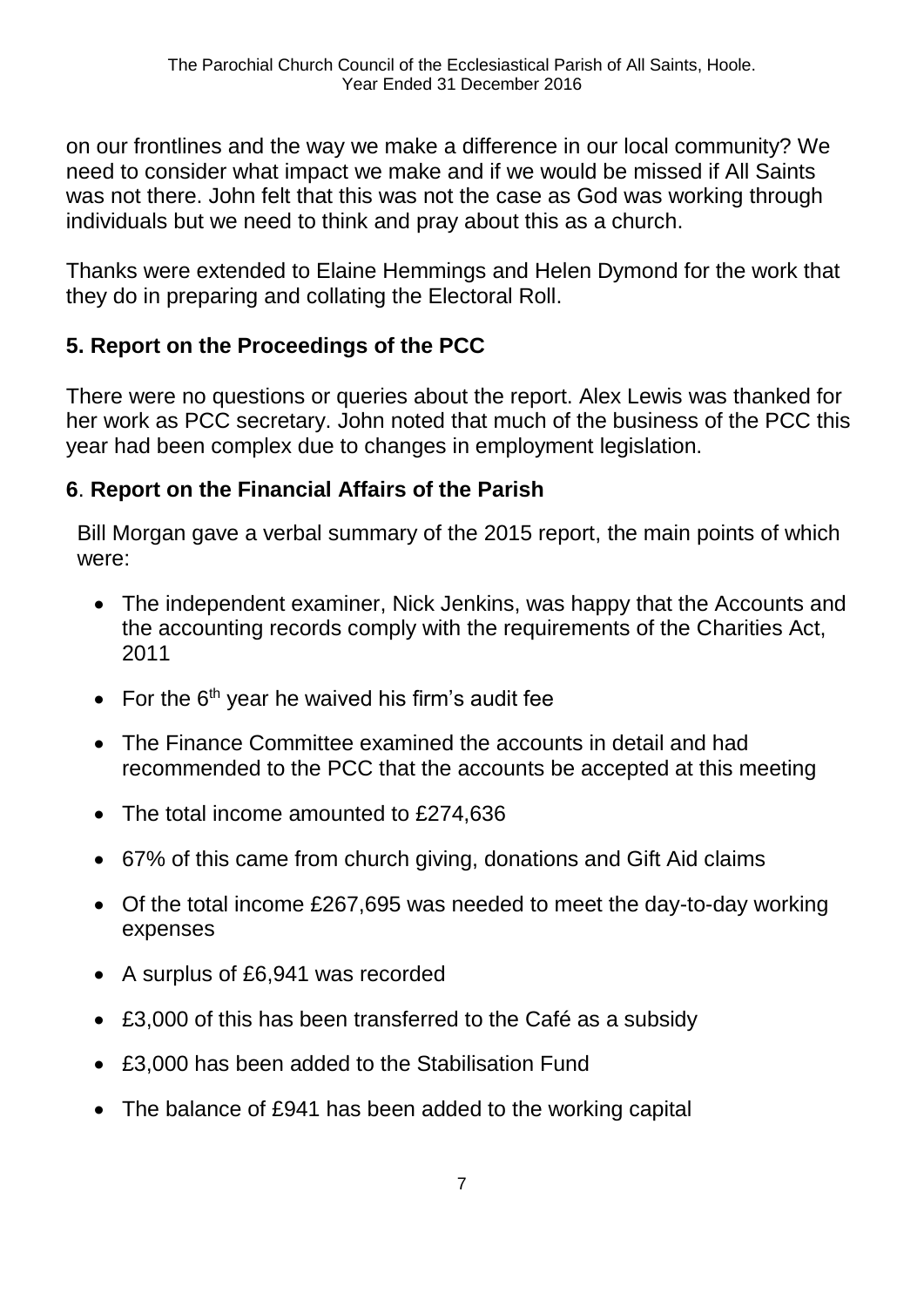on our frontlines and the way we make a difference in our local community? We need to consider what impact we make and if we would be missed if All Saints was not there. John felt that this was not the case as God was working through individuals but we need to think and pray about this as a church.

Thanks were extended to Elaine Hemmings and Helen Dymond for the work that they do in preparing and collating the Electoral Roll.

## 5. Report on the Proceedings of the PCC

There were no questions or queries about the report. Alex Lewis was thanked for her work as PCC secretary. John noted that much of the business of the PCC this year had been complex due to changes in employment legislation.

## 6. Report on the Financial Affairs of the Parish

Bill Morgan gave a verbal summary of the 2015 report, the main points of which were:

- The independent examiner, Nick Jenkins, was happy that the Accounts and the accounting records comply with the requirements of the Charities Act, 2011
- For the 6th year he waived his firm's audit fee
- The Finance Committee examined the accounts in detail and had recommended to the PCC that the accounts be accepted at this meeting
- The total income amounted to £274,636
- 67% of this came from church giving, donations and Gift Aid claims
- Of the total income £267,695 was needed to meet the day-to-day working expenses
- A surplus of £6,941 was recorded
- £3,000 of this has been transferred to the Café as a subsidy
- £3,000 has been added to the Stabilisation Fund
- The balance of £941 has been added to the working capital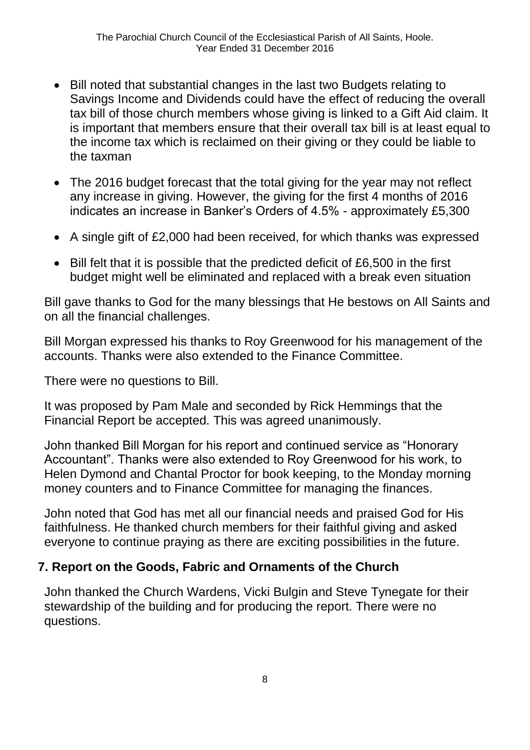- Bill noted that substantial changes in the last two Budgets relating to Savings Income and Dividends could have the effect of reducing the overall tax bill of those church members whose giving is linked to a Gift Aid claim. It is important that members ensure that their overall tax bill is at least equal to the income tax which is reclaimed on their giving or they could be liable to the taxman
- The 2016 budget forecast that the total giving for the year may not reflect any increase in giving. However, the giving for the first 4 months of 2016 indicates an increase in Banker's Orders of 4.5% - approximately £5,300
- A single gift of £2,000 had been received, for which thanks was expressed
- Bill felt that it is possible that the predicted deficit of £6,500 in the first budget might well be eliminated and replaced with a break even situation

Bill gave thanks to God for the many blessings that He bestows on All Saints and on all the financial challenges.

Bill Morgan expressed his thanks to Roy Greenwood for his management of the accounts. Thanks were also extended to the Finance Committee.

There were no questions to Bill.

It was proposed by Pam Male and seconded by Rick Hemmings that the Financial Report be accepted. This was agreed unanimously.

John thanked Bill Morgan for his report and continued service as "Honorary Accountant". Thanks were also extended to Roy Greenwood for his work, to Helen Dymond and Chantal Proctor for book keeping, to the Monday morning money counters and to Finance Committee for managing the finances.

John noted that God has met all our financial needs and praised God for His faithfulness. He thanked church members for their faithful giving and asked everyone to continue praying as there are exciting possibilities in the future.

## 7. Report on the Goods, Fabric and Ornaments of the Church

John thanked the Church Wardens, Vicki Bulgin and Steve Tynegate for their stewardship of the building and for producing the report. There were no questions.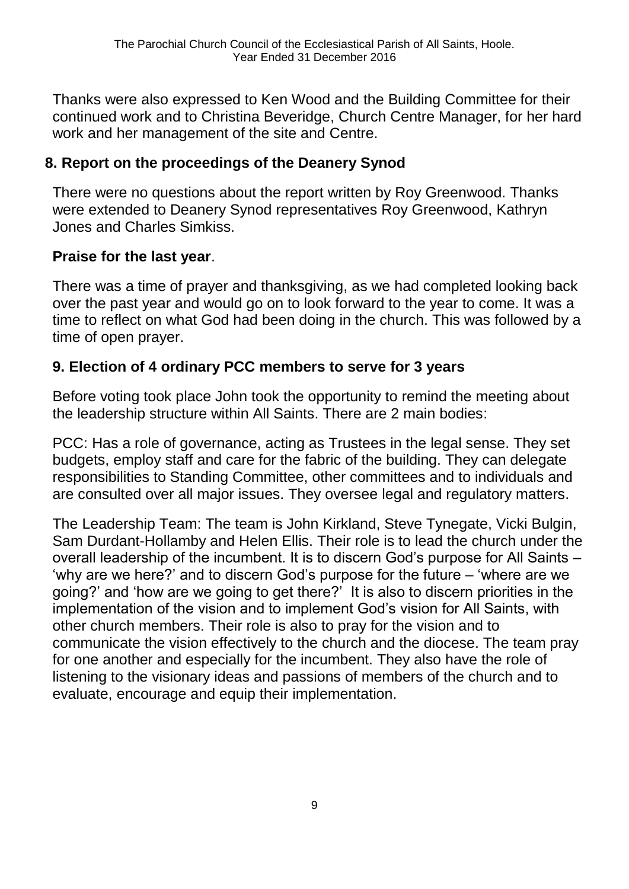Thanks were also expressed to Ken Wood and the Building Committee for their continued work and to Christina Beveridge, Church Centre Manager, for her hard work and her management of the site and Centre.

## 8. Report on the proceedings of the Deanery Synod

There were no questions about the report written by Roy Greenwood. Thanks were extended to Deanery Synod representatives Roy Greenwood, Kathryn Jones and Charles Simkiss.

**Praise for the last year**.

There was a time of prayer and thanksgiving, as we had completed looking back over the past year and would go on to look forward to the year to come. It was a time to reflect on what God had been doing in the church. This was followed by a time of open prayer.

## 9. Election of 4 ordinary PCC members to serve for 3 years

Before voting took place John took the opportunity to remind the meeting about the leadership structure within All Saints. There are 2 main bodies:

PCC: Has a role of governance, acting as Trustees in the legal sense. They set budgets, employ staff and care for the fabric of the building. They can delegate responsibilities to Standing Committee, other committees and to individuals and are consulted over all major issues. They oversee legal and regulatory matters.

The Leadership Team: The team is John Kirkland, Steve Tynegate, Vicki Bulgin, Sam Durdant-Hollamby and Helen Ellis. Their role is to lead the church under the overall leadership of the incumbent. It is to discern God's purpose for All Saints – 'why are we here?' and to discern God's purpose for the future – 'where are we going?' and 'how are we going to get there?' It is also to discern priorities in the implementation of the vision and to implement God's vision for All Saints, with other church members. Their role is also to pray for the vision and to communicate the vision effectively to the church and the diocese. The team pray for one another and especially for the incumbent. They also have the role of listening to the visionary ideas and passions of members of the church and to evaluate, encourage and equip their implementation.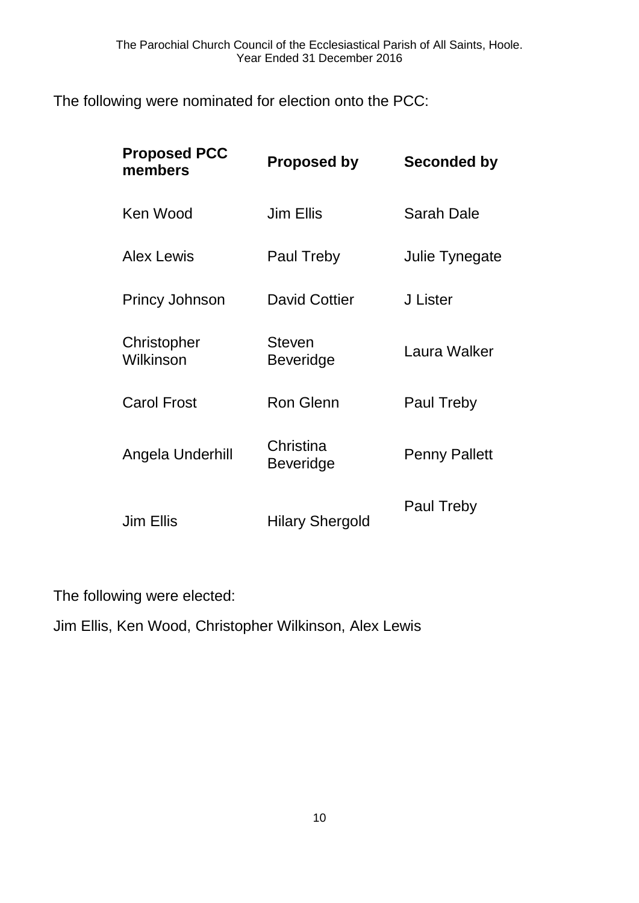The following were nominated for election onto the PCC:

| Proposed PCC members | Proposed by | Seconded by |
| --- | --- | --- |
| Ken Wood | Jim Ellis | Sarah Dale |
| Alex Lewis | Paul Treby | Julie Tynegate |
| Princy Johnson | David Cottier | J Lister |
| Christopher Wilkinson | Steven Beveridge | Laura Walker |
| Carol Frost | Ron Glenn | Paul Treby |
| Angela Underhill | Christina Beveridge | Penny Pallett |
| Jim Ellis | Hilary Shergold | Paul Treby |

The following were elected:

Jim Ellis, Ken Wood, Christopher Wilkinson, Alex Lewis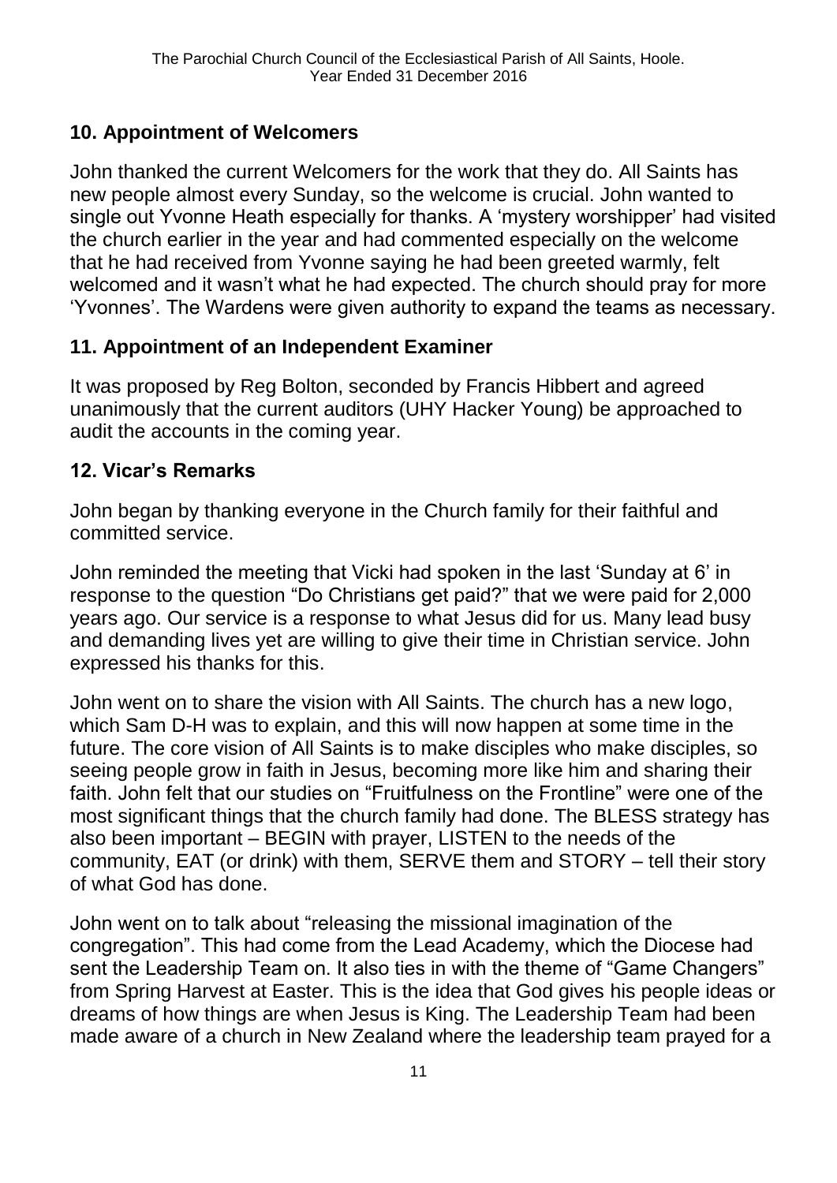## 10. Appointment of Welcomers

John thanked the current Welcomers for the work that they do. All Saints has new people almost every Sunday, so the welcome is crucial. John wanted to single out Yvonne Heath especially for thanks. A 'mystery worshipper' had visited the church earlier in the year and had commented especially on the welcome that he had received from Yvonne saying he had been greeted warmly, felt welcomed and it wasn't what he had expected. The church should pray for more 'Yvonnes'. The Wardens were given authority to expand the teams as necessary.

## 11. Appointment of an Independent Examiner

It was proposed by Reg Bolton, seconded by Francis Hibbert and agreed unanimously that the current auditors (UHY Hacker Young) be approached to audit the accounts in the coming year.

## 12. Vicar's Remarks

John began by thanking everyone in the Church family for their faithful and committed service.

John reminded the meeting that Vicki had spoken in the last 'Sunday at 6' in response to the question "Do Christians get paid?" that we were paid for 2,000 years ago. Our service is a response to what Jesus did for us. Many lead busy and demanding lives yet are willing to give their time in Christian service. John expressed his thanks for this.

John went on to share the vision with All Saints. The church has a new logo, which Sam D-H was to explain, and this will now happen at some time in the future. The core vision of All Saints is to make disciples who make disciples, so seeing people grow in faith in Jesus, becoming more like him and sharing their faith. John felt that our studies on "Fruitfulness on the Frontline" were one of the most significant things that the church family had done. The BLESS strategy has also been important – BEGIN with prayer, LISTEN to the needs of the community, EAT (or drink) with them, SERVE them and STORY – tell their story of what God has done.

John went on to talk about "releasing the missional imagination of the congregation". This had come from the Lead Academy, which the Diocese had sent the Leadership Team on. It also ties in with the theme of "Game Changers" from Spring Harvest at Easter. This is the idea that God gives his people ideas or dreams of how things are when Jesus is King. The Leadership Team had been made aware of a church in New Zealand where the leadership team prayed for a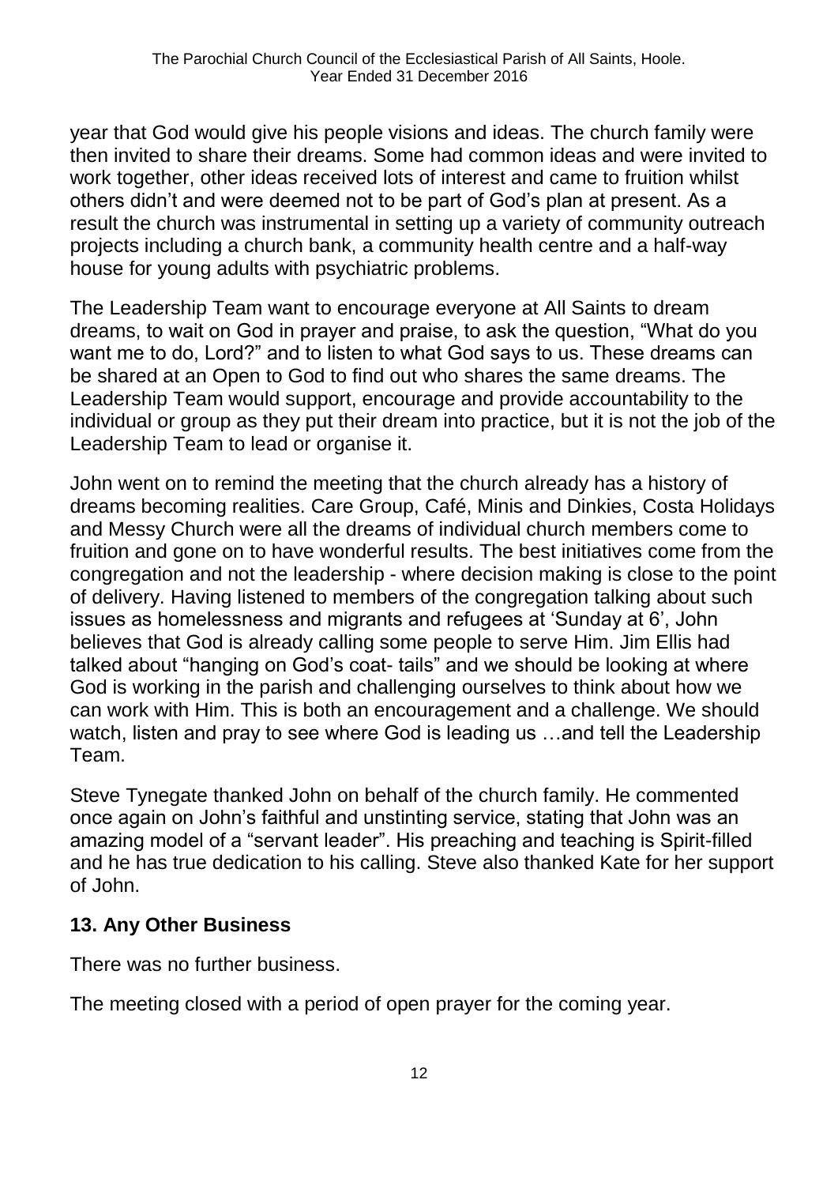year that God would give his people visions and ideas. The church family were then invited to share their dreams. Some had common ideas and were invited to work together, other ideas received lots of interest and came to fruition whilst others didn't and were deemed not to be part of God's plan at present. As a result the church was instrumental in setting up a variety of community outreach projects including a church bank, a community health centre and a half-way house for young adults with psychiatric problems.

The Leadership Team want to encourage everyone at All Saints to dream dreams, to wait on God in prayer and praise, to ask the question, "What do you want me to do, Lord?" and to listen to what God says to us. These dreams can be shared at an Open to God to find out who shares the same dreams. The Leadership Team would support, encourage and provide accountability to the individual or group as they put their dream into practice, but it is not the job of the Leadership Team to lead or organise it.

John went on to remind the meeting that the church already has a history of dreams becoming realities. Care Group, Café, Minis and Dinkies, Costa Holidays and Messy Church were all the dreams of individual church members come to fruition and gone on to have wonderful results. The best initiatives come from the congregation and not the leadership - where decision making is close to the point of delivery. Having listened to members of the congregation talking about such issues as homelessness and migrants and refugees at 'Sunday at 6', John believes that God is already calling some people to serve Him. Jim Ellis had talked about "hanging on God's coat- tails" and we should be looking at where God is working in the parish and challenging ourselves to think about how we can work with Him. This is both an encouragement and a challenge. We should watch, listen and pray to see where God is leading us …and tell the Leadership Team.

Steve Tynegate thanked John on behalf of the church family. He commented once again on John's faithful and unstinting service, stating that John was an amazing model of a "servant leader". His preaching and teaching is Spirit-filled and he has true dedication to his calling. Steve also thanked Kate for her support of John.

## 13. Any Other Business

There was no further business.

The meeting closed with a period of open prayer for the coming year.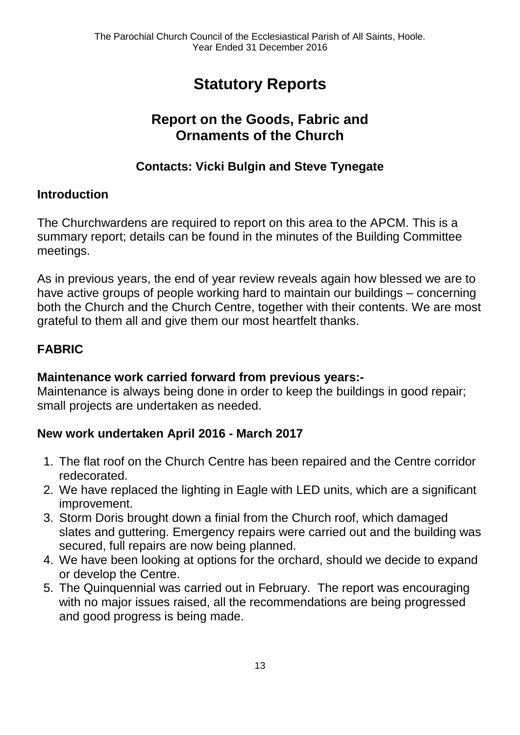# Statutory Reports

## Report on the Goods, Fabric and Ornaments of the Church

### Contacts: Vicki Bulgin and Steve Tynegate

### Introduction

The Churchwardens are required to report on this area to the APCM. This is a summary report; details can be found in the minutes of the Building Committee meetings.

As in previous years, the end of year review reveals again how blessed we are to have active groups of people working hard to maintain our buildings – concerning both the Church and the Church Centre, together with their contents. We are most grateful to them all and give them our most heartfelt thanks.

### FABRIC

**Maintenance work carried forward from previous years:-**

Maintenance is always being done in order to keep the buildings in good repair; small projects are undertaken as needed.

**New work undertaken April 2016 - March 2017**

1. The flat roof on the Church Centre has been repaired and the Centre corridor redecorated.
2. We have replaced the lighting in Eagle with LED units, which are a significant improvement.
3. Storm Doris brought down a finial from the Church roof, which damaged slates and guttering. Emergency repairs were carried out and the building was secured, full repairs are now being planned.
4. We have been looking at options for the orchard, should we decide to expand or develop the Centre.
5. The Quinquennial was carried out in February. The report was encouraging with no major issues raised, all the recommendations are being progressed and good progress is being made.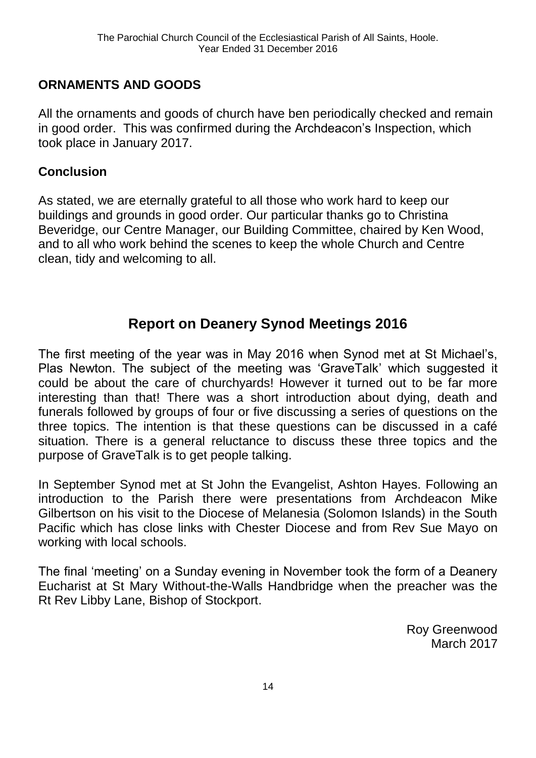## ORNAMENTS AND GOODS

All the ornaments and goods of church have ben periodically checked and remain in good order. This was confirmed during the Archdeacon's Inspection, which took place in January 2017.

## Conclusion

As stated, we are eternally grateful to all those who work hard to keep our buildings and grounds in good order. Our particular thanks go to Christina Beveridge, our Centre Manager, our Building Committee, chaired by Ken Wood, and to all who work behind the scenes to keep the whole Church and Centre clean, tidy and welcoming to all.

# Report on Deanery Synod Meetings 2016

The first meeting of the year was in May 2016 when Synod met at St Michael's, Plas Newton. The subject of the meeting was 'GraveTalk' which suggested it could be about the care of churchyards! However it turned out to be far more interesting than that! There was a short introduction about dying, death and funerals followed by groups of four or five discussing a series of questions on the three topics. The intention is that these questions can be discussed in a café situation. There is a general reluctance to discuss these three topics and the purpose of GraveTalk is to get people talking.

In September Synod met at St John the Evangelist, Ashton Hayes. Following an introduction to the Parish there were presentations from Archdeacon Mike Gilbertson on his visit to the Diocese of Melanesia (Solomon Islands) in the South Pacific which has close links with Chester Diocese and from Rev Sue Mayo on working with local schools.

The final 'meeting' on a Sunday evening in November took the form of a Deanery Eucharist at St Mary Without-the-Walls Handbridge when the preacher was the Rt Rev Libby Lane, Bishop of Stockport.

Roy Greenwood
March 2017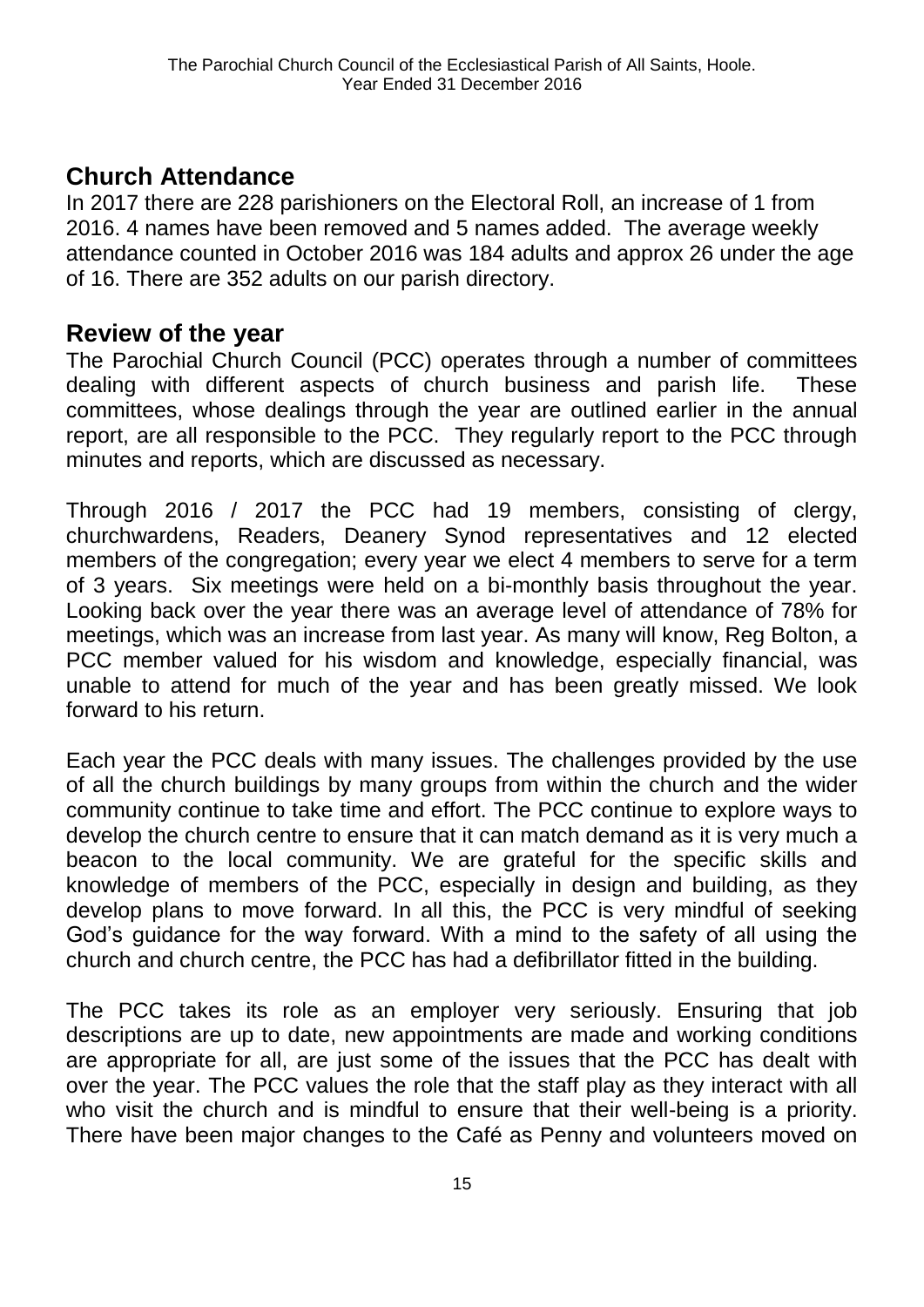## Church Attendance

In 2017 there are 228 parishioners on the Electoral Roll, an increase of 1 from 2016. 4 names have been removed and 5 names added. The average weekly attendance counted in October 2016 was 184 adults and approx 26 under the age of 16. There are 352 adults on our parish directory.

## Review of the year

The Parochial Church Council (PCC) operates through a number of committees dealing with different aspects of church business and parish life. These committees, whose dealings through the year are outlined earlier in the annual report, are all responsible to the PCC. They regularly report to the PCC through minutes and reports, which are discussed as necessary.

Through 2016 / 2017 the PCC had 19 members, consisting of clergy, churchwardens, Readers, Deanery Synod representatives and 12 elected members of the congregation; every year we elect 4 members to serve for a term of 3 years. Six meetings were held on a bi-monthly basis throughout the year. Looking back over the year there was an average level of attendance of 78% for meetings, which was an increase from last year. As many will know, Reg Bolton, a PCC member valued for his wisdom and knowledge, especially financial, was unable to attend for much of the year and has been greatly missed. We look forward to his return.

Each year the PCC deals with many issues. The challenges provided by the use of all the church buildings by many groups from within the church and the wider community continue to take time and effort. The PCC continue to explore ways to develop the church centre to ensure that it can match demand as it is very much a beacon to the local community. We are grateful for the specific skills and knowledge of members of the PCC, especially in design and building, as they develop plans to move forward. In all this, the PCC is very mindful of seeking God's guidance for the way forward. With a mind to the safety of all using the church and church centre, the PCC has had a defibrillator fitted in the building.

The PCC takes its role as an employer very seriously. Ensuring that job descriptions are up to date, new appointments are made and working conditions are appropriate for all, are just some of the issues that the PCC has dealt with over the year. The PCC values the role that the staff play as they interact with all who visit the church and is mindful to ensure that their well-being is a priority. There have been major changes to the Café as Penny and volunteers moved on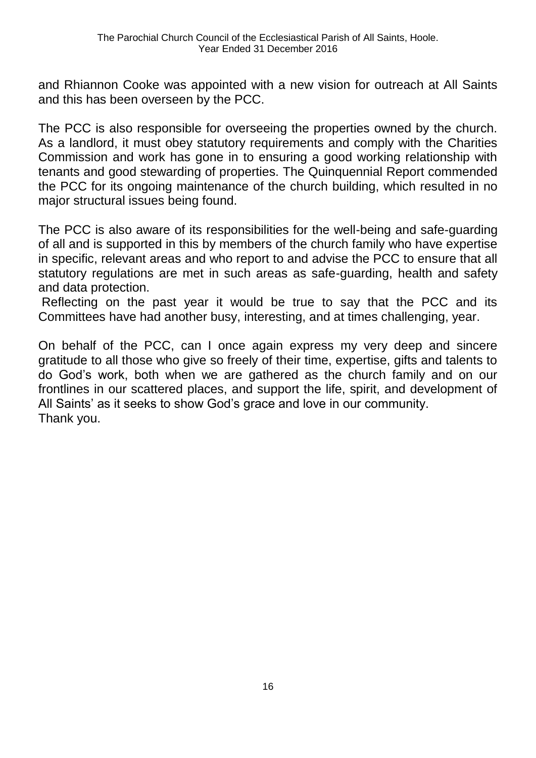and Rhiannon Cooke was appointed with a new vision for outreach at All Saints and this has been overseen by the PCC.

The PCC is also responsible for overseeing the properties owned by the church. As a landlord, it must obey statutory requirements and comply with the Charities Commission and work has gone in to ensuring a good working relationship with tenants and good stewarding of properties. The Quinquennial Report commended the PCC for its ongoing maintenance of the church building, which resulted in no major structural issues being found.

The PCC is also aware of its responsibilities for the well-being and safe-guarding of all and is supported in this by members of the church family who have expertise in specific, relevant areas and who report to and advise the PCC to ensure that all statutory regulations are met in such areas as safe-guarding, health and safety and data protection.

Reflecting on the past year it would be true to say that the PCC and its Committees have had another busy, interesting, and at times challenging, year.

On behalf of the PCC, can I once again express my very deep and sincere gratitude to all those who give so freely of their time, expertise, gifts and talents to do God's work, both when we are gathered as the church family and on our frontlines in our scattered places, and support the life, spirit, and development of All Saints' as it seeks to show God's grace and love in our community.
Thank you.